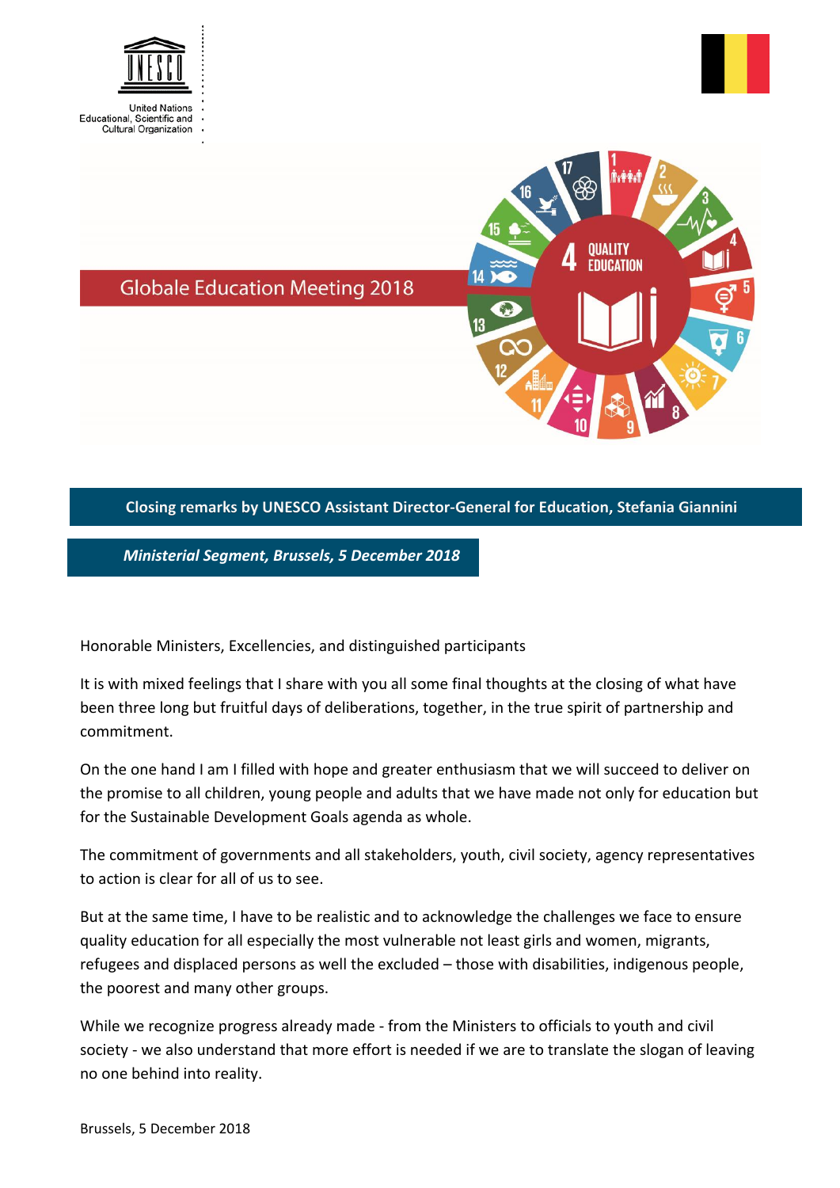United Nations Educational, Scientific and Cultural Organization

# Globale Education Meeting 2018

## Closing remarks by UNESCO Assistant Director-General for Education, Stefania Giannini

***Ministerial Segment, Brussels, 5 December 2018***

Honorable Ministers, Excellencies, and distinguished participants

It is with mixed feelings that I share with you all some final thoughts at the closing of what have been three long but fruitful days of deliberations, together, in the true spirit of partnership and commitment.

On the one hand I am I filled with hope and greater enthusiasm that we will succeed to deliver on the promise to all children, young people and adults that we have made not only for education but for the Sustainable Development Goals agenda as whole.

The commitment of governments and all stakeholders, youth, civil society, agency representatives to action is clear for all of us to see.

But at the same time, I have to be realistic and to acknowledge the challenges we face to ensure quality education for all especially the most vulnerable not least girls and women, migrants, refugees and displaced persons as well the excluded – those with disabilities, indigenous people, the poorest and many other groups.

While we recognize progress already made - from the Ministers to officials to youth and civil society - we also understand that more effort is needed if we are to translate the slogan of leaving no one behind into reality.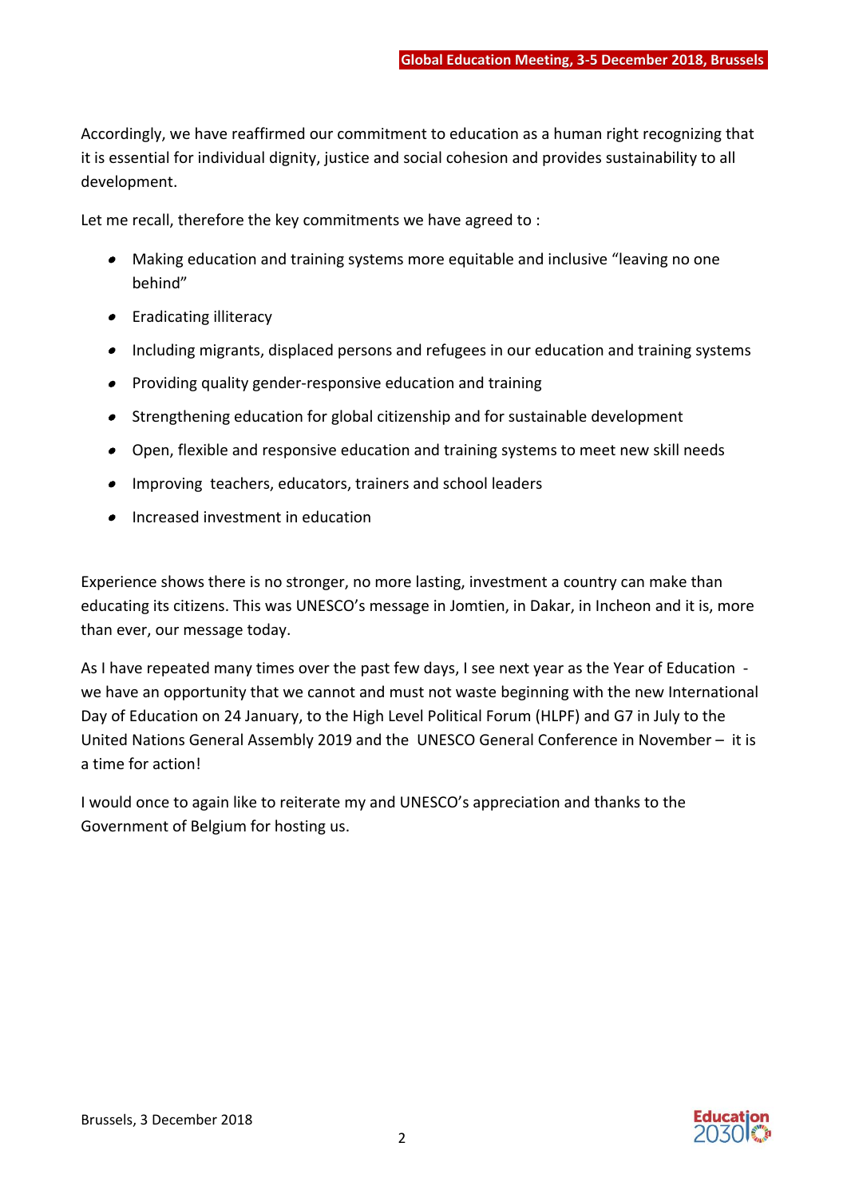Accordingly, we have reaffirmed our commitment to education as a human right recognizing that it is essential for individual dignity, justice and social cohesion and provides sustainability to all development.

Let me recall, therefore the key commitments we have agreed to :

- Making education and training systems more equitable and inclusive "leaving no one behind"
- Eradicating illiteracy
- Including migrants, displaced persons and refugees in our education and training systems
- Providing quality gender-responsive education and training
- Strengthening education for global citizenship and for sustainable development
- Open, flexible and responsive education and training systems to meet new skill needs
- Improving teachers, educators, trainers and school leaders
- Increased investment in education

Experience shows there is no stronger, no more lasting, investment a country can make than educating its citizens. This was UNESCO's message in Jomtien, in Dakar, in Incheon and it is, more than ever, our message today.

As I have repeated many times over the past few days, I see next year as the Year of Education - we have an opportunity that we cannot and must not waste beginning with the new International Day of Education on 24 January, to the High Level Political Forum (HLPF) and G7 in July to the United Nations General Assembly 2019 and the UNESCO General Conference in November – it is a time for action!

I would once to again like to reiterate my and UNESCO's appreciation and thanks to the Government of Belgium for hosting us.

Brussels, 3 December 2018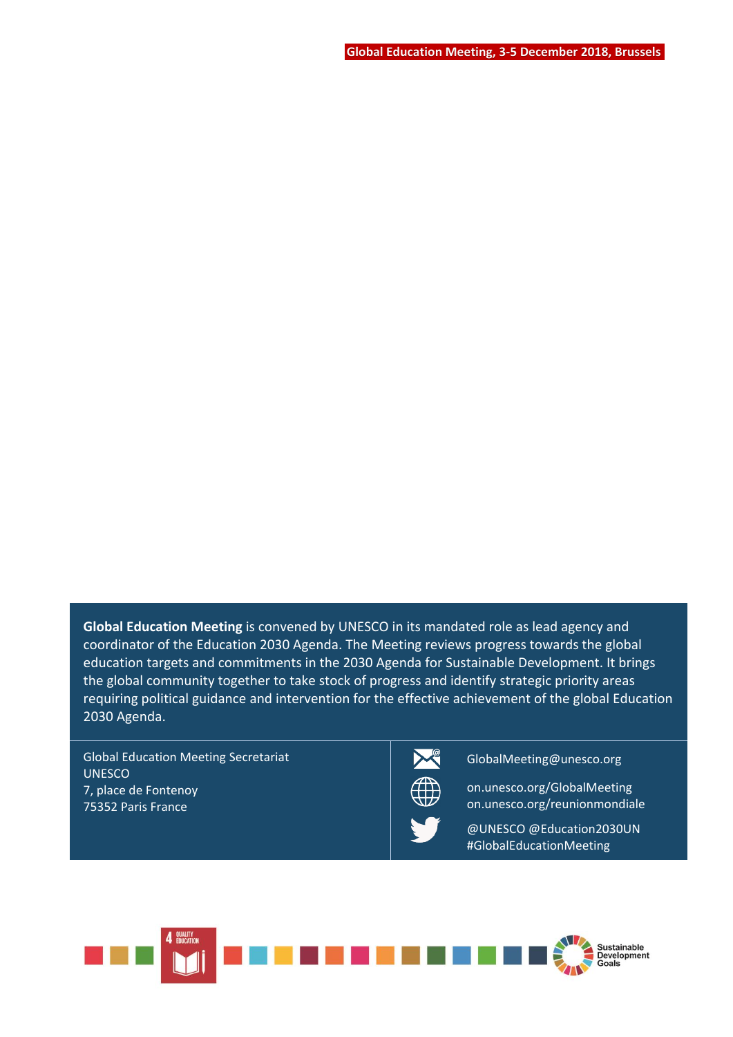**Global Education Meeting** is convened by UNESCO in its mandated role as lead agency and coordinator of the Education 2030 Agenda. The Meeting reviews progress towards the global education targets and commitments in the 2030 Agenda for Sustainable Development. It brings the global community together to take stock of progress and identify strategic priority areas requiring political guidance and intervention for the effective achievement of the global Education 2030 Agenda.

Global Education Meeting Secretariat
UNESCO
7, place de Fontenoy
75352 Paris France

GlobalMeeting@unesco.org

on.unesco.org/GlobalMeeting
on.unesco.org/reunionmondiale

@UNESCO @Education2030UN
#GlobalEducationMeeting

4 QUALITY EDUCATION

Sustainable Development Goals